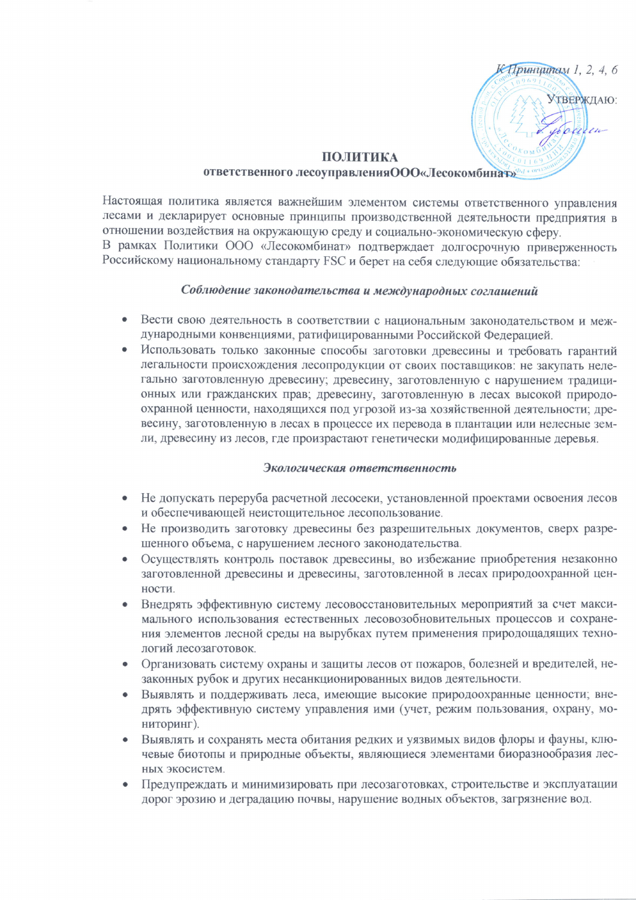К Принципам 1, 2, 4, 6

УТВЕРЖДАЮ:

# ПОЛИТИКА
## ответственного лесоуправленияООО«Лесокомбинат»

Настоящая политика является важнейшим элементом системы ответственного управления лесами и декларирует основные принципы производственной деятельности предприятия в отношении воздействия на окружающую среду и социально-экономическую сферу.

В рамках Политики ООО «Лесокомбинат» подтверждает долгосрочную приверженность Российскому национальному стандарту FSC и берет на себя следующие обязательства:

### *Соблюдение законодательства и международных соглашений*

- Вести свою деятельность в соответствии с национальным законодательством и международными конвенциями, ратифицированными Российской Федерацией.
- Использовать только законные способы заготовки древесины и требовать гарантий легальности происхождения лесопродукции от своих поставщиков: не закупать нелегально заготовленную древесину; древесину, заготовленную с нарушением традиционных или гражданских прав; древесину, заготовленную в лесах высокой природоохранной ценности, находящихся под угрозой из-за хозяйственной деятельности; древесину, заготовленную в лесах в процессе их перевода в плантации или нелесные земли, древесину из лесов, где произрастают генетически модифицированные деревья.

### *Экологическая ответственность*

- Не допускать переруба расчетной лесосеки, установленной проектами освоения лесов и обеспечивающей неистощительное лесопользование.
- Не производить заготовку древесины без разрешительных документов, сверх разрешенного объема, с нарушением лесного законодательства.
- Осуществлять контроль поставок древесины, во избежание приобретения незаконно заготовленной древесины и древесины, заготовленной в лесах природоохранной ценности.
- Внедрять эффективную систему лесовосстановительных мероприятий за счет максимального использования естественных лесовозобновительных процессов и сохранения элементов лесной среды на вырубках путем применения природощадящих технологий лесозаготовок.
- Организовать систему охраны и защиты лесов от пожаров, болезней и вредителей, незаконных рубок и других несанкционированных видов деятельности.
- Выявлять и поддерживать леса, имеющие высокие природоохранные ценности; внедрять эффективную систему управления ими (учет, режим пользования, охрану, мониторинг).
- Выявлять и сохранять места обитания редких и уязвимых видов флоры и фауны, ключевые биотопы и природные объекты, являющиеся элементами биоразнообразия лесных экосистем.
- Предупреждать и минимизировать при лесозаготовках, строительстве и эксплуатации дорог эрозию и деградацию почвы, нарушение водных объектов, загрязнение вод.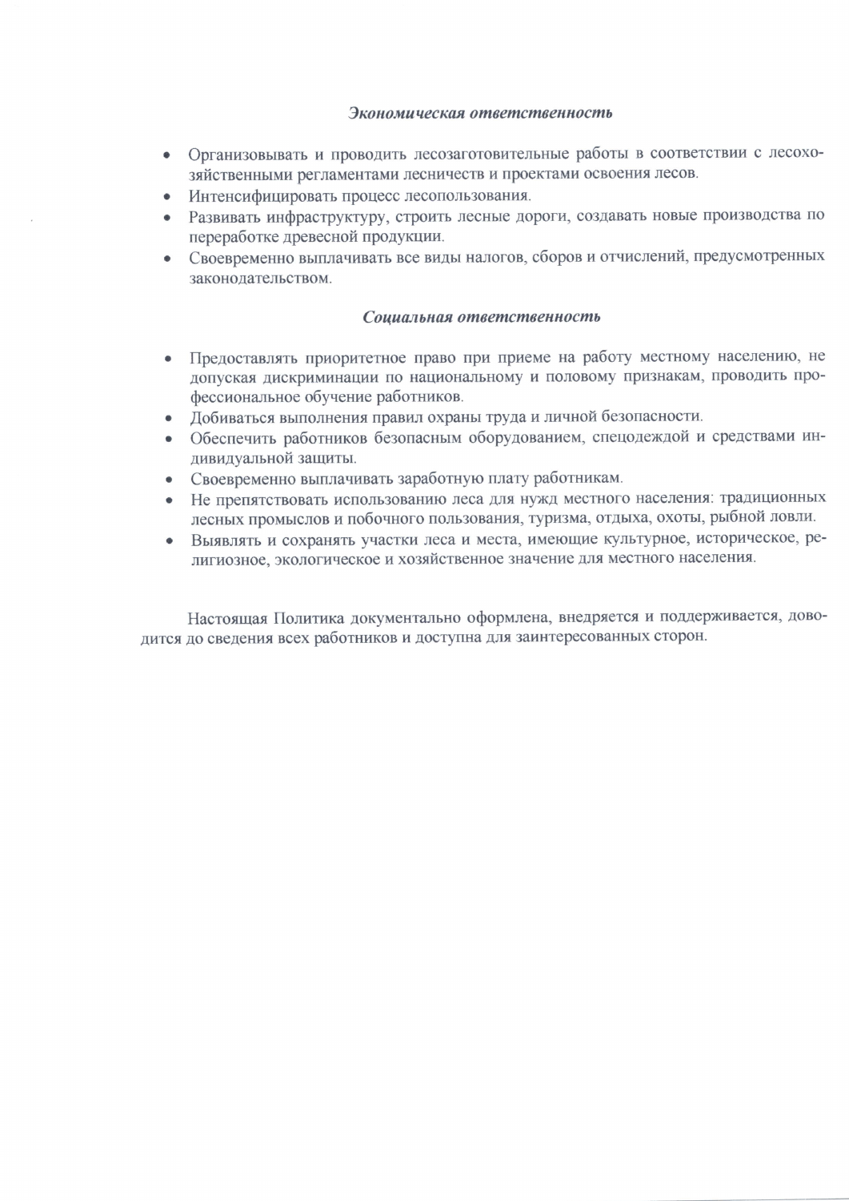### *Экономическая ответственность*

- Организовывать и проводить лесозаготовительные работы в соответствии с лесохозяйственными регламентами лесничеств и проектами освоения лесов.
- Интенсифицировать процесс лесопользования.
- Развивать инфраструктуру, строить лесные дороги, создавать новые производства по переработке древесной продукции.
- Своевременно выплачивать все виды налогов, сборов и отчислений, предусмотренных законодательством.

### *Социальная ответственность*

- Предоставлять приоритетное право при приеме на работу местному населению, не допуская дискриминации по национальному и половому признакам, проводить профессиональное обучение работников.
- Добиваться выполнения правил охраны труда и личной безопасности.
- Обеспечить работников безопасным оборудованием, спецодеждой и средствами индивидуальной защиты.
- Своевременно выплачивать заработную плату работникам.
- Не препятствовать использованию леса для нужд местного населения: традиционных лесных промыслов и побочного пользования, туризма, отдыха, охоты, рыбной ловли.
- Выявлять и сохранять участки леса и места, имеющие культурное, историческое, религиозное, экологическое и хозяйственное значение для местного населения.

Настоящая Политика документально оформлена, внедряется и поддерживается, доводится до сведения всех работников и доступна для заинтересованных сторон.